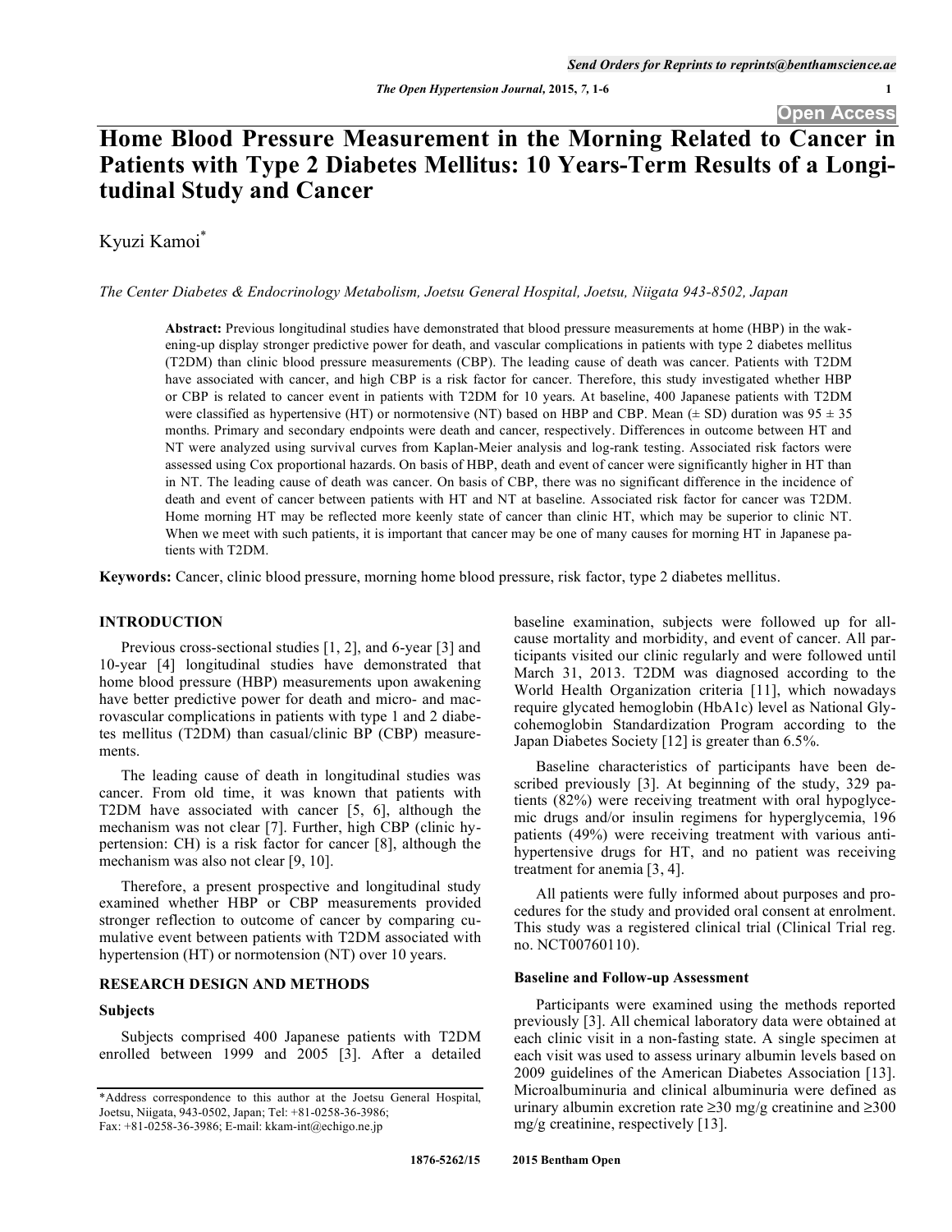# Home Blood Pressure Measurement in the Morning Related to Cancer in Patients with Type 2 Diabetes Mellitus: 10 Years-Term Results of a Longitudinal Study and Cancer

Kyuzi Kamoi*

*The Center Diabetes & Endocrinology Metabolism, Joetsu General Hospital, Joetsu, Niigata 943-8502, Japan*

**Abstract:** Previous longitudinal studies have demonstrated that blood pressure measurements at home (HBP) in the wakening-up display stronger predictive power for death, and vascular complications in patients with type 2 diabetes mellitus (T2DM) than clinic blood pressure measurements (CBP). The leading cause of death was cancer. Patients with T2DM have associated with cancer, and high CBP is a risk factor for cancer. Therefore, this study investigated whether HBP or CBP is related to cancer event in patients with T2DM for 10 years. At baseline, 400 Japanese patients with T2DM were classified as hypertensive (HT) or normotensive (NT) based on HBP and CBP. Mean (± SD) duration was 95 ± 35 months. Primary and secondary endpoints were death and cancer, respectively. Differences in outcome between HT and NT were analyzed using survival curves from Kaplan-Meier analysis and log-rank testing. Associated risk factors were assessed using Cox proportional hazards. On basis of HBP, death and event of cancer were significantly higher in HT than in NT. The leading cause of death was cancer. On basis of CBP, there was no significant difference in the incidence of death and event of cancer between patients with HT and NT at baseline. Associated risk factor for cancer was T2DM. Home morning HT may be reflected more keenly state of cancer than clinic HT, which may be superior to clinic NT. When we meet with such patients, it is important that cancer may be one of many causes for morning HT in Japanese patients with T2DM.

**Keywords:** Cancer, clinic blood pressure, morning home blood pressure, risk factor, type 2 diabetes mellitus.

## INTRODUCTION

Previous cross-sectional studies [1, 2], and 6-year [3] and 10-year [4] longitudinal studies have demonstrated that home blood pressure (HBP) measurements upon awakening have better predictive power for death and micro- and macrovascular complications in patients with type 1 and 2 diabetes mellitus (T2DM) than casual/clinic BP (CBP) measurements.

The leading cause of death in longitudinal studies was cancer. From old time, it was known that patients with T2DM have associated with cancer [5, 6], although the mechanism was not clear [7]. Further, high CBP (clinic hypertension: CH) is a risk factor for cancer [8], although the mechanism was also not clear [9, 10].

Therefore, a present prospective and longitudinal study examined whether HBP or CBP measurements provided stronger reflection to outcome of cancer by comparing cumulative event between patients with T2DM associated with hypertension (HT) or normotension (NT) over 10 years.

## RESEARCH DESIGN AND METHODS

### Subjects

Subjects comprised 400 Japanese patients with T2DM enrolled between 1999 and 2005 [3]. After a detailed baseline examination, subjects were followed up for all-cause mortality and morbidity, and event of cancer. All participants visited our clinic regularly and were followed until March 31, 2013. T2DM was diagnosed according to the World Health Organization criteria [11], which nowadays require glycated hemoglobin (HbA1c) level as National Glycohemoglobin Standardization Program according to the Japan Diabetes Society [12] is greater than 6.5%.

Baseline characteristics of participants have been described previously [3]. At beginning of the study, 329 patients (82%) were receiving treatment with oral hypoglycemic drugs and/or insulin regimens for hyperglycemia, 196 patients (49%) were receiving treatment with various antihypertensive drugs for HT, and no patient was receiving treatment for anemia [3, 4].

All patients were fully informed about purposes and procedures for the study and provided oral consent at enrolment. This study was a registered clinical trial (Clinical Trial reg. no. NCT00760110).

### Baseline and Follow-up Assessment

Participants were examined using the methods reported previously [3]. All chemical laboratory data were obtained at each clinic visit in a non-fasting state. A single specimen at each visit was used to assess urinary albumin levels based on 2009 guidelines of the American Diabetes Association [13]. Microalbuminuria and clinical albuminuria were defined as urinary albumin excretion rate ≥30 mg/g creatinine and ≥300 mg/g creatinine, respectively [13].

*Address correspondence to this author at the Joetsu General Hospital, Joetsu, Niigata, 943-0502, Japan; Tel: +81-0258-36-3986; Fax: +81-0258-36-3986; E-mail: kkam-int@echigo.ne.jp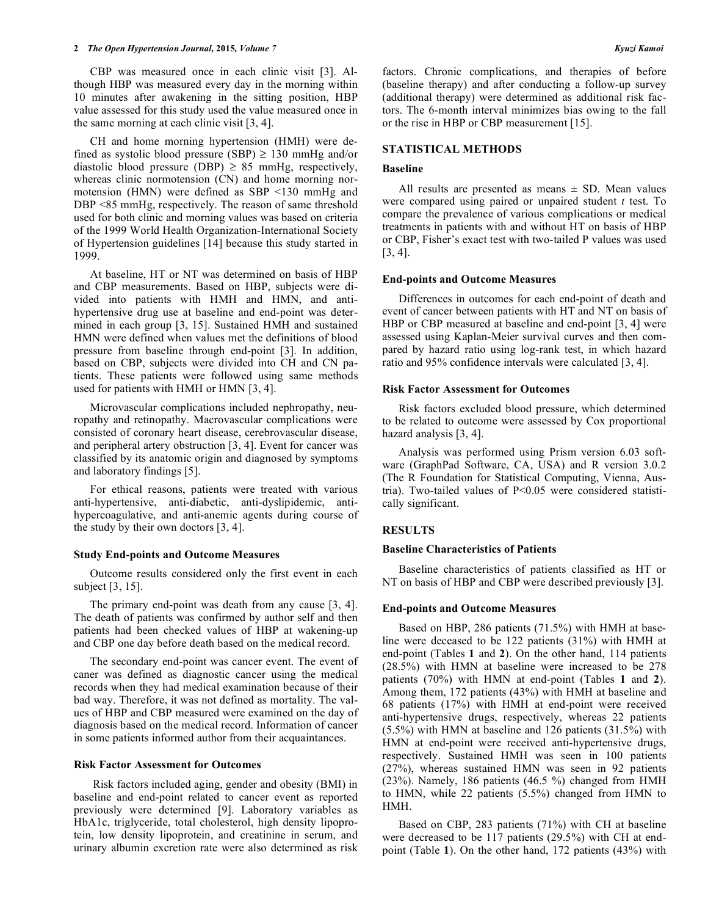CBP was measured once in each clinic visit [3]. Although HBP was measured every day in the morning within 10 minutes after awakening in the sitting position, HBP value assessed for this study used the value measured once in the same morning at each clinic visit [3, 4].

CH and home morning hypertension (HMH) were defined as systolic blood pressure (SBP) ≥ 130 mmHg and/or diastolic blood pressure (DBP) ≥ 85 mmHg, respectively, whereas clinic normotension (CN) and home morning normotension (HMN) were defined as SBP <130 mmHg and DBP <85 mmHg, respectively. The reason of same threshold used for both clinic and morning values was based on criteria of the 1999 World Health Organization-International Society of Hypertension guidelines [14] because this study started in 1999.

At baseline, HT or NT was determined on basis of HBP and CBP measurements. Based on HBP, subjects were divided into patients with HMH and HMN, and anti-hypertensive drug use at baseline and end-point was determined in each group [3, 15]. Sustained HMH and sustained HMN were defined when values met the definitions of blood pressure from baseline through end-point [3]. In addition, based on CBP, subjects were divided into CH and CN patients. These patients were followed using same methods used for patients with HMH or HMN [3, 4].

Microvascular complications included nephropathy, neuropathy and retinopathy. Macrovascular complications were consisted of coronary heart disease, cerebrovascular disease, and peripheral artery obstruction [3, 4]. Event for cancer was classified by its anatomic origin and diagnosed by symptoms and laboratory findings [5].

For ethical reasons, patients were treated with various anti-hypertensive, anti-diabetic, anti-dyslipidemic, anti-hypercoagulative, and anti-anemic agents during course of the study by their own doctors [3, 4].

### Study End-points and Outcome Measures

Outcome results considered only the first event in each subject [3, 15].

The primary end-point was death from any cause [3, 4]. The death of patients was confirmed by author self and then patients had been checked values of HBP at wakening-up and CBP one day before death based on the medical record.

The secondary end-point was cancer event. The event of caner was defined as diagnostic cancer using the medical records when they had medical examination because of their bad way. Therefore, it was not defined as mortality. The values of HBP and CBP measured were examined on the day of diagnosis based on the medical record. Information of cancer in some patients informed author from their acquaintances.

### Risk Factor Assessment for Outcomes

Risk factors included aging, gender and obesity (BMI) in baseline and end-point related to cancer event as reported previously were determined [9]. Laboratory variables as HbA1c, triglyceride, total cholesterol, high density lipoprotein, low density lipoprotein, and creatinine in serum, and urinary albumin excretion rate were also determined as risk factors. Chronic complications, and therapies of before (baseline therapy) and after conducting a follow-up survey (additional therapy) were determined as additional risk factors. The 6-month interval minimizes bias owing to the fall or the rise in HBP or CBP measurement [15].

## STATISTICAL METHODS

### Baseline

All results are presented as means ± SD. Mean values were compared using paired or unpaired student *t* test. To compare the prevalence of various complications or medical treatments in patients with and without HT on basis of HBP or CBP, Fisher's exact test with two-tailed P values was used [3, 4].

### End-points and Outcome Measures

Differences in outcomes for each end-point of death and event of cancer between patients with HT and NT on basis of HBP or CBP measured at baseline and end-point [3, 4] were assessed using Kaplan-Meier survival curves and then compared by hazard ratio using log-rank test, in which hazard ratio and 95% confidence intervals were calculated [3, 4].

### Risk Factor Assessment for Outcomes

Risk factors excluded blood pressure, which determined to be related to outcome were assessed by Cox proportional hazard analysis [3, 4].

Analysis was performed using Prism version 6.03 software (GraphPad Software, CA, USA) and R version 3.0.2 (The R Foundation for Statistical Computing, Vienna, Austria). Two-tailed values of P<0.05 were considered statistically significant.

## RESULTS

### Baseline Characteristics of Patients

Baseline characteristics of patients classified as HT or NT on basis of HBP and CBP were described previously [3].

### End-points and Outcome Measures

Based on HBP, 286 patients (71.5%) with HMH at baseline were deceased to be 122 patients (31%) with HMH at end-point (Tables **1** and **2**). On the other hand, 114 patients (28.5%) with HMN at baseline were increased to be 278 patients (70%) with HMN at end-point (Tables **1** and **2**). Among them, 172 patients (43%) with HMH at baseline and 68 patients (17%) with HMH at end-point were received anti-hypertensive drugs, respectively, whereas 22 patients (5.5%) with HMN at baseline and 126 patients (31.5%) with HMN at end-point were received anti-hypertensive drugs, respectively. Sustained HMH was seen in 100 patients (27%), whereas sustained HMN was seen in 92 patients (23%). Namely, 186 patients (46.5 %) changed from HMH to HMN, while 22 patients (5.5%) changed from HMN to HMH.

Based on CBP, 283 patients (71%) with CH at baseline were decreased to be 117 patients (29.5%) with CH at end-point (Table **1**). On the other hand, 172 patients (43%) with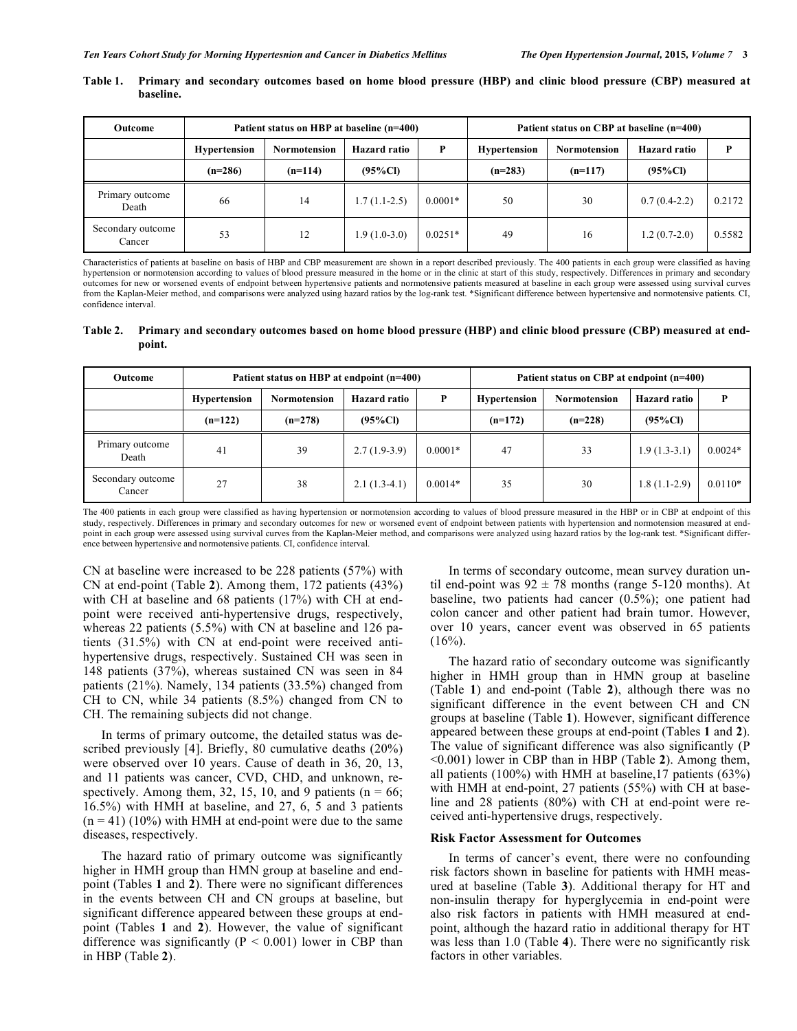**Table 1. Primary and secondary outcomes based on home blood pressure (HBP) and clinic blood pressure (CBP) measured at baseline.**

| Outcome | Patient status on HBP at baseline (n=400) | | | | Patient status on CBP at baseline (n=400) | | | |
|---|---|---|---|---|---|---|---|---|
| | Hypertension | Normotension | Hazard ratio | P | Hypertension | Normotension | Hazard ratio | P |
| | (n=286) | (n=114) | (95%CI) | | (n=283) | (n=117) | (95%CI) | |
| Primary outcome Death | 66 | 14 | 1.7 (1.1-2.5) | 0.0001* | 50 | 30 | 0.7 (0.4-2.2) | 0.2172 |
| Secondary outcome Cancer | 53 | 12 | 1.9 (1.0-3.0) | 0.0251* | 49 | 16 | 1.2 (0.7-2.0) | 0.5582 |

Characteristics of patients at baseline on basis of HBP and CBP measurement are shown in a report described previously. The 400 patients in each group were classified as having hypertension or normotension according to values of blood pressure measured in the home or in the clinic at start of this study, respectively. Differences in primary and secondary outcomes for new or worsened events of endpoint between hypertensive patients and normotensive patients measured at baseline in each group were assessed using survival curves from the Kaplan-Meier method, and comparisons were analyzed using hazard ratios by the log-rank test. *Significant difference between hypertensive and normotensive patients. CI, confidence interval.

**Table 2. Primary and secondary outcomes based on home blood pressure (HBP) and clinic blood pressure (CBP) measured at end-point.**

| Outcome | Patient status on HBP at endpoint (n=400) | | | | Patient status on CBP at endpoint (n=400) | | | |
|---|---|---|---|---|---|---|---|---|
| | Hypertension | Normotension | Hazard ratio | P | Hypertension | Normotension | Hazard ratio | P |
| | (n=122) | (n=278) | (95%CI) | | (n=172) | (n=228) | (95%CI) | |
| Primary outcome Death | 41 | 39 | 2.7 (1.9-3.9) | 0.0001* | 47 | 33 | 1.9 (1.3-3.1) | 0.0024* |
| Secondary outcome Cancer | 27 | 38 | 2.1 (1.3-4.1) | 0.0014* | 35 | 30 | 1.8 (1.1-2.9) | 0.0110* |

The 400 patients in each group were classified as having hypertension or normotension according to values of blood pressure measured in the HBP or in CBP at endpoint of this study, respectively. Differences in primary and secondary outcomes for new or worsened event of endpoint between patients with hypertension and normotension measured at end-point in each group were assessed using survival curves from the Kaplan-Meier method, and comparisons were analyzed using hazard ratios by the log-rank test. *Significant difference between hypertensive and normotensive patients. CI, confidence interval.

CN at baseline were increased to be 228 patients (57%) with CN at end-point (Table **2**). Among them, 172 patients (43%) with CH at baseline and 68 patients (17%) with CH at end-point were received anti-hypertensive drugs, respectively, whereas 22 patients (5.5%) with CN at baseline and 126 patients (31.5%) with CN at end-point were received anti-hypertensive drugs, respectively. Sustained CH was seen in 148 patients (37%), whereas sustained CN was seen in 84 patients (21%). Namely, 134 patients (33.5%) changed from CH to CN, while 34 patients (8.5%) changed from CN to CH. The remaining subjects did not change.

In terms of primary outcome, the detailed status was described previously [4]. Briefly, 80 cumulative deaths (20%) were observed over 10 years. Cause of death in 36, 20, 13, and 11 patients was cancer, CVD, CHD, and unknown, respectively. Among them, 32, 15, 10, and 9 patients (n = 66; 16.5%) with HMH at baseline, and 27, 6, 5 and 3 patients (n = 41) (10%) with HMH at end-point were due to the same diseases, respectively.

The hazard ratio of primary outcome was significantly higher in HMH group than HMN group at baseline and end-point (Tables **1** and **2**). There were no significant differences in the events between CH and CN groups at baseline, but significant difference appeared between these groups at end-point (Tables **1** and **2**). However, the value of significant difference was significantly ($P < 0.001$) lower in CBP than in HBP (Table **2**).

In terms of secondary outcome, mean survey duration until end-point was 92 ± 78 months (range 5-120 months). At baseline, two patients had cancer (0.5%); one patient had colon cancer and other patient had brain tumor. However, over 10 years, cancer event was observed in 65 patients (16%).

The hazard ratio of secondary outcome was significantly higher in HMH group than in HMN group at baseline (Table **1**) and end-point (Table **2**), although there was no significant difference in the event between CH and CN groups at baseline (Table **1**). However, significant difference appeared between these groups at end-point (Tables **1** and **2**). The value of significant difference was also significantly (P <0.001) lower in CBP than in HBP (Table **2**). Among them, all patients (100%) with HMH at baseline,17 patients (63%) with HMH at end-point, 27 patients (55%) with CH at baseline and 28 patients (80%) with CH at end-point were received anti-hypertensive drugs, respectively.

### Risk Factor Assessment for Outcomes

In terms of cancer's event, there were no confounding risk factors shown in baseline for patients with HMH measured at baseline (Table **3**). Additional therapy for HT and non-insulin therapy for hyperglycemia in end-point were also risk factors in patients with HMH measured at end-point, although the hazard ratio in additional therapy for HT was less than 1.0 (Table **4**). There were no significantly risk factors in other variables.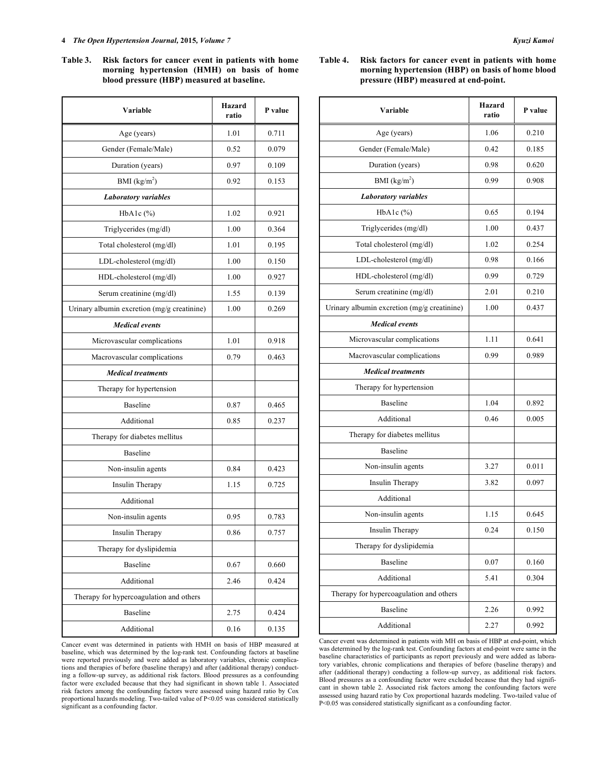**Table 3. Risk factors for cancer event in patients with home morning hypertension (HMH) on basis of home blood pressure (HBP) measured at baseline.**

| Variable | Hazard ratio | P value |
|---|---|---|
| Age (years) | 1.01 | 0.711 |
| Gender (Female/Male) | 0.52 | 0.079 |
| Duration (years) | 0.97 | 0.109 |
| BMI ($kg/m^2$) | 0.92 | 0.153 |
| ***Laboratory variables*** | | |
| HbA1c (%) | 1.02 | 0.921 |
| Triglycerides (mg/dl) | 1.00 | 0.364 |
| Total cholesterol (mg/dl) | 1.01 | 0.195 |
| LDL-cholesterol (mg/dl) | 1.00 | 0.150 |
| HDL-cholesterol (mg/dl) | 1.00 | 0.927 |
| Serum creatinine (mg/dl) | 1.55 | 0.139 |
| Urinary albumin excretion (mg/g creatinine) | 1.00 | 0.269 |
| ***Medical events*** | | |
| Microvascular complications | 1.01 | 0.918 |
| Macrovascular complications | 0.79 | 0.463 |
| ***Medical treatments*** | | |
| Therapy for hypertension | | |
| Baseline | 0.87 | 0.465 |
| Additional | 0.85 | 0.237 |
| Therapy for diabetes mellitus | | |
| Baseline | | |
| Non-insulin agents | 0.84 | 0.423 |
| Insulin Therapy | 1.15 | 0.725 |
| Additional | | |
| Non-insulin agents | 0.95 | 0.783 |
| Insulin Therapy | 0.86 | 0.757 |
| Therapy for dyslipidemia | | |
| Baseline | 0.67 | 0.660 |
| Additional | 2.46 | 0.424 |
| Therapy for hypercoagulation and others | | |
| Baseline | 2.75 | 0.424 |
| Additional | 0.16 | 0.135 |

Cancer event was determined in patients with HMH on basis of HBP measured at baseline, which was determined by the log-rank test. Confounding factors at baseline were reported previously and were added as laboratory variables, chronic complications and therapies of before (baseline therapy) and after (additional therapy) conducting a follow-up survey, as additional risk factors. Blood pressures as a confounding factor were excluded because that they had significant in shown table 1. Associated risk factors among the confounding factors were assessed using hazard ratio by Cox proportional hazards modeling. Two-tailed value of $P<0.05$ was considered statistically significant as a confounding factor.

**Table 4. Risk factors for cancer event in patients with home morning hypertension (HBP) on basis of home blood pressure (HBP) measured at end-point.**

| Variable | Hazard ratio | P value |
|---|---|---|
| Age (years) | 1.06 | 0.210 |
| Gender (Female/Male) | 0.42 | 0.185 |
| Duration (years) | 0.98 | 0.620 |
| BMI ($kg/m^2$) | 0.99 | 0.908 |
| ***Laboratory variables*** | | |
| HbA1c (%) | 0.65 | 0.194 |
| Triglycerides (mg/dl) | 1.00 | 0.437 |
| Total cholesterol (mg/dl) | 1.02 | 0.254 |
| LDL-cholesterol (mg/dl) | 0.98 | 0.166 |
| HDL-cholesterol (mg/dl) | 0.99 | 0.729 |
| Serum creatinine (mg/dl) | 2.01 | 0.210 |
| Urinary albumin excretion (mg/g creatinine) | 1.00 | 0.437 |
| ***Medical events*** | | |
| Microvascular complications | 1.11 | 0.641 |
| Macrovascular complications | 0.99 | 0.989 |
| ***Medical treatments*** | | |
| Therapy for hypertension | | |
| Baseline | 1.04 | 0.892 |
| Additional | 0.46 | 0.005 |
| Therapy for diabetes mellitus | | |
| Baseline | | |
| Non-insulin agents | 3.27 | 0.011 |
| Insulin Therapy | 3.82 | 0.097 |
| Additional | | |
| Non-insulin agents | 1.15 | 0.645 |
| Insulin Therapy | 0.24 | 0.150 |
| Therapy for dyslipidemia | | |
| Baseline | 0.07 | 0.160 |
| Additional | 5.41 | 0.304 |
| Therapy for hypercoagulation and others | | |
| Baseline | 2.26 | 0.992 |
| Additional | 2.27 | 0.992 |

Cancer event was determined in patients with MH on basis of HBP at end-point, which was determined by the log-rank test. Confounding factors at end-point were same in the baseline characteristics of participants as report previously and were added as laboratory variables, chronic complications and therapies of before (baseline therapy) and after (additional therapy) conducting a follow-up survey, as additional risk factors. Blood pressures as a confounding factor were excluded because that they had significant in shown table 2. Associated risk factors among the confounding factors were assessed using hazard ratio by Cox proportional hazards modeling. Two-tailed value of $P<0.05$ was considered statistically significant as a confounding factor.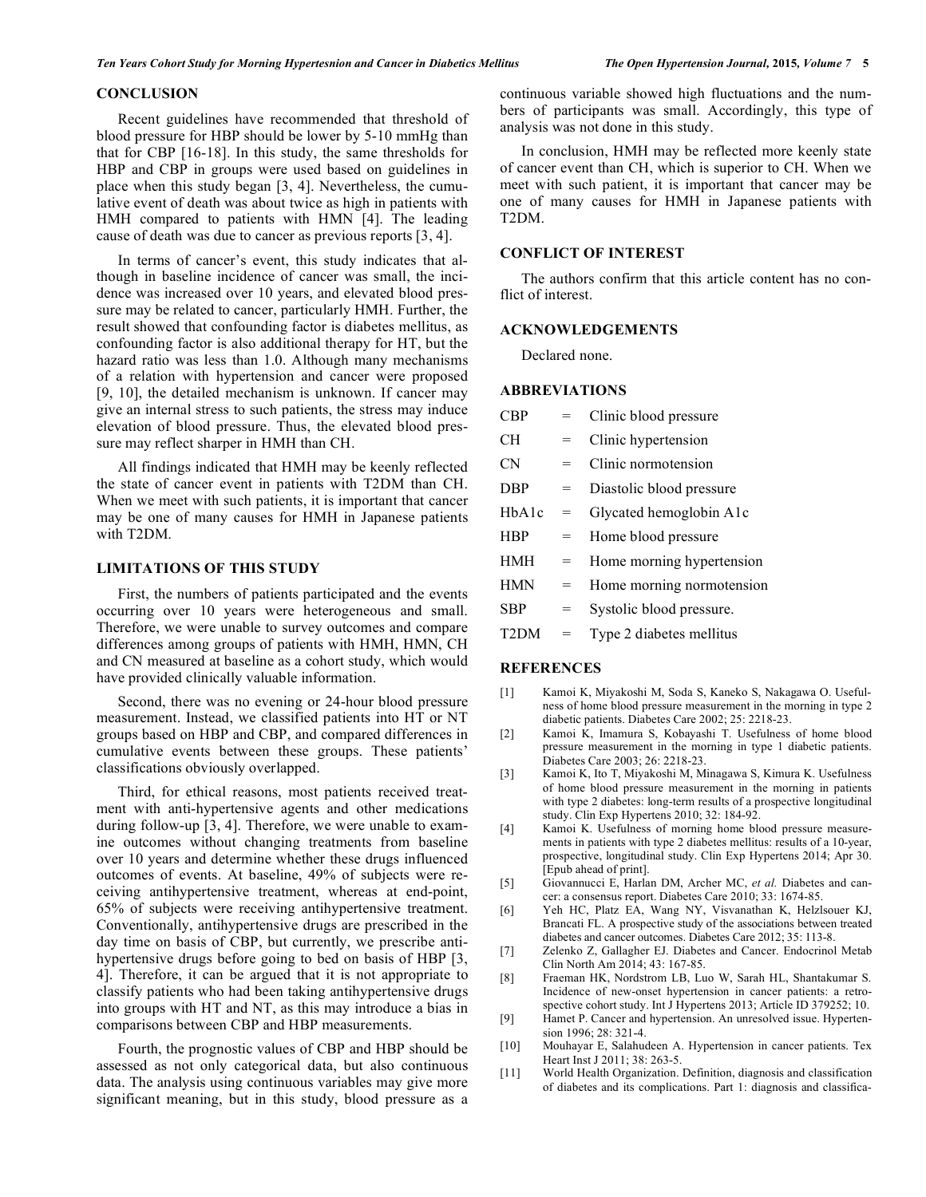## CONCLUSION

Recent guidelines have recommended that threshold of blood pressure for HBP should be lower by 5-10 mmHg than that for CBP [16-18]. In this study, the same thresholds for HBP and CBP in groups were used based on guidelines in place when this study began [3, 4]. Nevertheless, the cumulative event of death was about twice as high in patients with HMH compared to patients with HMN [4]. The leading cause of death was due to cancer as previous reports [3, 4].

In terms of cancer's event, this study indicates that although in baseline incidence of cancer was small, the incidence was increased over 10 years, and elevated blood pressure may be related to cancer, particularly HMH. Further, the result showed that confounding factor is diabetes mellitus, as confounding factor is also additional therapy for HT, but the hazard ratio was less than 1.0. Although many mechanisms of a relation with hypertension and cancer were proposed [9, 10], the detailed mechanism is unknown. If cancer may give an internal stress to such patients, the stress may induce elevation of blood pressure. Thus, the elevated blood pressure may reflect sharper in HMH than CH.

All findings indicated that HMH may be keenly reflected the state of cancer event in patients with T2DM than CH. When we meet with such patients, it is important that cancer may be one of many causes for HMH in Japanese patients with T2DM.

## LIMITATIONS OF THIS STUDY

First, the numbers of patients participated and the events occurring over 10 years were heterogeneous and small. Therefore, we were unable to survey outcomes and compare differences among groups of patients with HMH, HMN, CH and CN measured at baseline as a cohort study, which would have provided clinically valuable information.

Second, there was no evening or 24-hour blood pressure measurement. Instead, we classified patients into HT or NT groups based on HBP and CBP, and compared differences in cumulative events between these groups. These patients' classifications obviously overlapped.

Third, for ethical reasons, most patients received treatment with anti-hypertensive agents and other medications during follow-up [3, 4]. Therefore, we were unable to examine outcomes without changing treatments from baseline over 10 years and determine whether these drugs influenced outcomes of events. At baseline, 49% of subjects were receiving antihypertensive treatment, whereas at end-point, 65% of subjects were receiving antihypertensive treatment. Conventionally, antihypertensive drugs are prescribed in the day time on basis of CBP, but currently, we prescribe antihypertensive drugs before going to bed on basis of HBP [3, 4]. Therefore, it can be argued that it is not appropriate to classify patients who had been taking antihypertensive drugs into groups with HT and NT, as this may introduce a bias in comparisons between CBP and HBP measurements.

Fourth, the prognostic values of CBP and HBP should be assessed as not only categorical data, but also continuous data. The analysis using continuous variables may give more significant meaning, but in this study, blood pressure as a continuous variable showed high fluctuations and the numbers of participants was small. Accordingly, this type of analysis was not done in this study.

In conclusion, HMH may be reflected more keenly state of cancer event than CH, which is superior to CH. When we meet with such patient, it is important that cancer may be one of many causes for HMH in Japanese patients with T2DM.

## CONFLICT OF INTEREST

The authors confirm that this article content has no conflict of interest.

## ACKNOWLEDGEMENTS

Declared none.

## ABBREVIATIONS

| | | |
|---|---|---|
| CBP | = | Clinic blood pressure |
| CH | = | Clinic hypertension |
| CN | = | Clinic normotension |
| DBP | = | Diastolic blood pressure |
| HbA1c | = | Glycated hemoglobin A1c |
| HBP | = | Home blood pressure |
| HMH | = | Home morning hypertension |
| HMN | = | Home morning normotension |
| SBP | = | Systolic blood pressure. |
| T2DM | = | Type 2 diabetes mellitus |

## REFERENCES

[1] Kamoi K, Miyakoshi M, Soda S, Kaneko S, Nakagawa O. Usefulness of home blood pressure measurement in the morning in type 2 diabetic patients. Diabetes Care 2002; 25: 2218-23.

[2] Kamoi K, Imamura S, Kobayashi T. Usefulness of home blood pressure measurement in the morning in type 1 diabetic patients. Diabetes Care 2003; 26: 2218-23.

[3] Kamoi K, Ito T, Miyakoshi M, Minagawa S, Kimura K. Usefulness of home blood pressure measurement in the morning in patients with type 2 diabetes: long-term results of a prospective longitudinal study. Clin Exp Hypertens 2010; 32: 184-92.

[4] Kamoi K. Usefulness of morning home blood pressure measurements in patients with type 2 diabetes mellitus: results of a 10-year, prospective, longitudinal study. Clin Exp Hypertens 2014; Apr 30. [Epub ahead of print].

[5] Giovannucci E, Harlan DM, Archer MC, *et al.* Diabetes and cancer: a consensus report. Diabetes Care 2010; 33: 1674-85.

[6] Yeh HC, Platz EA, Wang NY, Visvanathan K, Helzlsouer KJ, Brancati FL. A prospective study of the associations between treated diabetes and cancer outcomes. Diabetes Care 2012; 35: 113-8.

[7] Zelenko Z, Gallagher EJ. Diabetes and Cancer. Endocrinol Metab Clin North Am 2014; 43: 167-85.

[8] Fraeman HK, Nordstrom LB, Luo W, Sarah HL, Shantakumar S. Incidence of new-onset hypertension in cancer patients: a retrospective cohort study. Int J Hypertens 2013; Article ID 379252; 10.

[9] Hamet P. Cancer and hypertension. An unresolved issue. Hypertension 1996; 28: 321-4.

[10] Mouhayar E, Salahudeen A. Hypertension in cancer patients. Tex Heart Inst J 2011; 38: 263-5.

[11] World Health Organization. Definition, diagnosis and classification of diabetes and its complications. Part 1: diagnosis and classifica-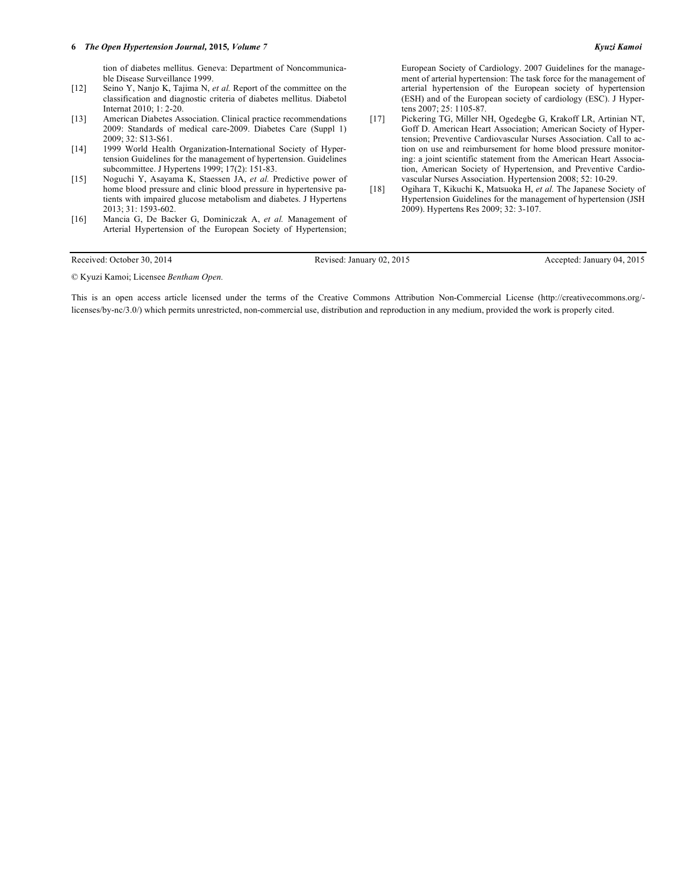tion of diabetes mellitus. Geneva: Department of Noncommunicable Disease Surveillance 1999.

[12] Seino Y, Nanjo K, Tajima N, *et al.* Report of the committee on the classification and diagnostic criteria of diabetes mellitus. Diabetol Internat 2010; 1: 2-20.

[13] American Diabetes Association. Clinical practice recommendations 2009: Standards of medical care-2009. Diabetes Care (Suppl 1) 2009; 32: S13-S61.

[14] 1999 World Health Organization-International Society of Hypertension Guidelines for the management of hypertension. Guidelines subcommittee. J Hypertens 1999; 17(2): 151-83.

[15] Noguchi Y, Asayama K, Staessen JA, *et al.* Predictive power of home blood pressure and clinic blood pressure in hypertensive patients with impaired glucose metabolism and diabetes. J Hypertens 2013; 31: 1593-602.

[16] Mancia G, De Backer G, Dominiczak A, *et al.* Management of Arterial Hypertension of the European Society of Hypertension; European Society of Cardiology. 2007 Guidelines for the management of arterial hypertension: The task force for the management of arterial hypertension of the European society of hypertension (ESH) and of the European society of cardiology (ESC). J Hypertens 2007; 25: 1105-87.

[17] Pickering TG, Miller NH, Ogedegbe G, Krakoff LR, Artinian NT, Goff D. American Heart Association; American Society of Hypertension; Preventive Cardiovascular Nurses Association. Call to action on use and reimbursement for home blood pressure monitoring: a joint scientific statement from the American Heart Association, American Society of Hypertension, and Preventive Cardiovascular Nurses Association. Hypertension 2008; 52: 10-29.

[18] Ogihara T, Kikuchi K, Matsuoka H, *et al.* The Japanese Society of Hypertension Guidelines for the management of hypertension (JSH 2009). Hypertens Res 2009; 32: 3-107.

Received: October 30, 2014 Revised: January 02, 2015 Accepted: January 04, 2015

© Kyuzi Kamoi; Licensee *Bentham Open.*

This is an open access article licensed under the terms of the Creative Commons Attribution Non-Commercial License (http://creativecommons.org/-licenses/by-nc/3.0/) which permits unrestricted, non-commercial use, distribution and reproduction in any medium, provided the work is properly cited.